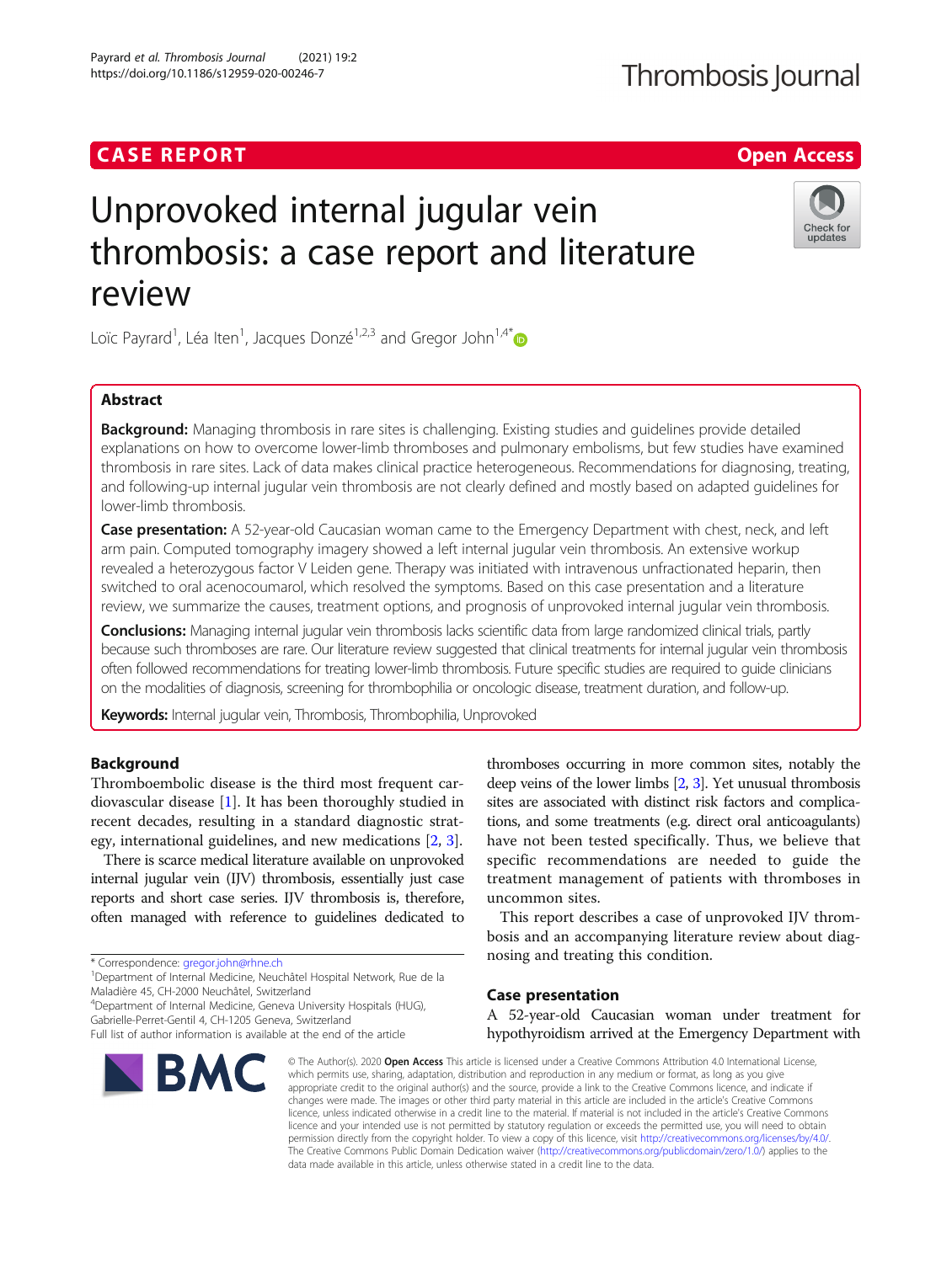CASE REPORT

Open Access

# Unprovoked internal jugular vein thrombosis: a case report and literature review

Loïc Payrard[1], Léa Iten[1], Jacques Donzé[1,2,3] and Gregor John[1,4*]

## Abstract

**Background:** Managing thrombosis in rare sites is challenging. Existing studies and guidelines provide detailed explanations on how to overcome lower-limb thromboses and pulmonary embolisms, but few studies have examined thrombosis in rare sites. Lack of data makes clinical practice heterogeneous. Recommendations for diagnosing, treating, and following-up internal jugular vein thrombosis are not clearly defined and mostly based on adapted guidelines for lower-limb thrombosis.

**Case presentation:** A 52-year-old Caucasian woman came to the Emergency Department with chest, neck, and left arm pain. Computed tomography imagery showed a left internal jugular vein thrombosis. An extensive workup revealed a heterozygous factor V Leiden gene. Therapy was initiated with intravenous unfractionated heparin, then switched to oral acenocoumarol, which resolved the symptoms. Based on this case presentation and a literature review, we summarize the causes, treatment options, and prognosis of unprovoked internal jugular vein thrombosis.

**Conclusions:** Managing internal jugular vein thrombosis lacks scientific data from large randomized clinical trials, partly because such thromboses are rare. Our literature review suggested that clinical treatments for internal jugular vein thrombosis often followed recommendations for treating lower-limb thrombosis. Future specific studies are required to guide clinicians on the modalities of diagnosis, screening for thrombophilia or oncologic disease, treatment duration, and follow-up.

**Keywords:** Internal jugular vein, Thrombosis, Thrombophilia, Unprovoked

## Background

Thromboembolic disease is the third most frequent cardiovascular disease [1]. It has been thoroughly studied in recent decades, resulting in a standard diagnostic strategy, international guidelines, and new medications [2, 3].

There is scarce medical literature available on unprovoked internal jugular vein (IJV) thrombosis, essentially just case reports and short case series. IJV thrombosis is, therefore, often managed with reference to guidelines dedicated to thromboses occurring in more common sites, notably the deep veins of the lower limbs [2, 3]. Yet unusual thrombosis sites are associated with distinct risk factors and complications, and some treatments (e.g. direct oral anticoagulants) have not been tested specifically. Thus, we believe that specific recommendations are needed to guide the treatment management of patients with thromboses in uncommon sites.

This report describes a case of unprovoked IJV thrombosis and an accompanying literature review about diagnosing and treating this condition.

## Case presentation

A 52-year-old Caucasian woman under treatment for hypothyroidism arrived at the Emergency Department with

\* Correspondence: gregor.john@rhne.ch
[1]Department of Internal Medicine, Neuchâtel Hospital Network, Rue de la Maladière 45, CH-2000 Neuchâtel, Switzerland
[4]Department of Internal Medicine, Geneva University Hospitals (HUG), Gabrielle-Perret-Gentil 4, CH-1205 Geneva, Switzerland
Full list of author information is available at the end of the article

© The Author(s). 2020 **Open Access** This article is licensed under a Creative Commons Attribution 4.0 International License, which permits use, sharing, adaptation, distribution and reproduction in any medium or format, as long as you give appropriate credit to the original author(s) and the source, provide a link to the Creative Commons licence, and indicate if changes were made. The images or other third party material in this article are included in the article's Creative Commons licence, unless indicated otherwise in a credit line to the material. If material is not included in the article's Creative Commons licence and your intended use is not permitted by statutory regulation or exceeds the permitted use, you will need to obtain permission directly from the copyright holder. To view a copy of this licence, visit http://creativecommons.org/licenses/by/4.0/. The Creative Commons Public Domain Dedication waiver (http://creativecommons.org/publicdomain/zero/1.0/) applies to the data made available in this article, unless otherwise stated in a credit line to the data.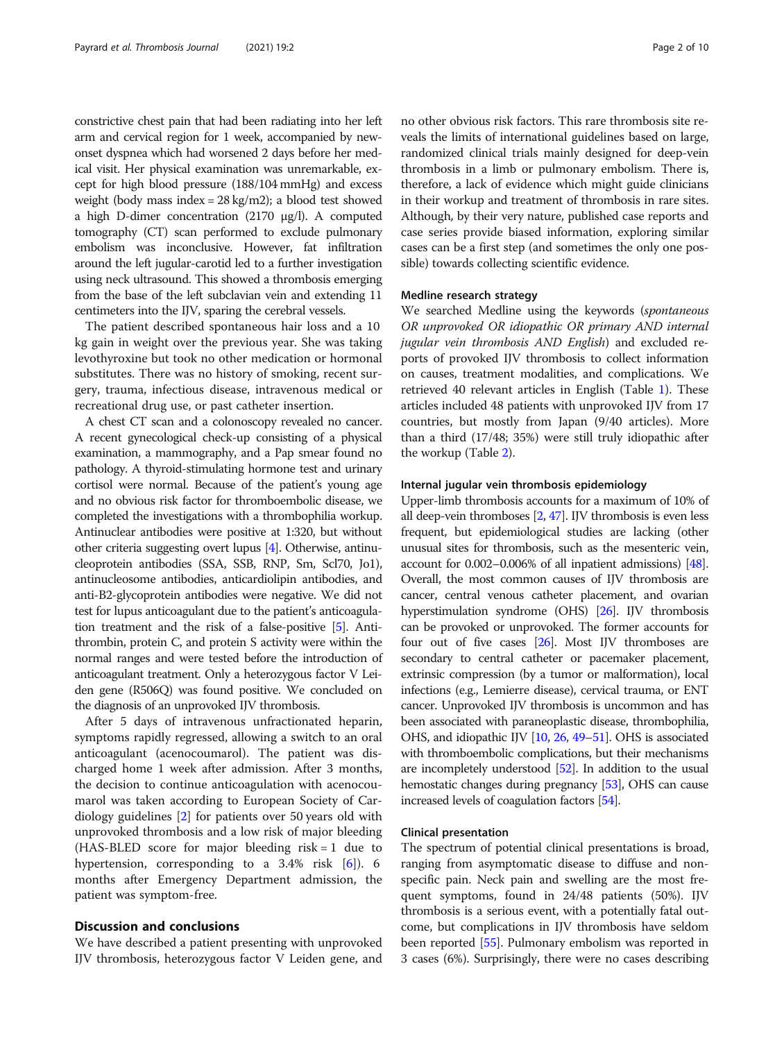constrictive chest pain that had been radiating into her left arm and cervical region for 1 week, accompanied by new-onset dyspnea which had worsened 2 days before her medical visit. Her physical examination was unremarkable, except for high blood pressure (188/104 mmHg) and excess weight (body mass index = 28 kg/m2); a blood test showed a high D-dimer concentration (2170 μg/l). A computed tomography (CT) scan performed to exclude pulmonary embolism was inconclusive. However, fat infiltration around the left jugular-carotid led to a further investigation using neck ultrasound. This showed a thrombosis emerging from the base of the left subclavian vein and extending 11 centimeters into the IJV, sparing the cerebral vessels.

The patient described spontaneous hair loss and a 10 kg gain in weight over the previous year. She was taking levothyroxine but took no other medication or hormonal substitutes. There was no history of smoking, recent surgery, trauma, infectious disease, intravenous medical or recreational drug use, or past catheter insertion.

A chest CT scan and a colonoscopy revealed no cancer. A recent gynecological check-up consisting of a physical examination, a mammography, and a Pap smear found no pathology. A thyroid-stimulating hormone test and urinary cortisol were normal. Because of the patient's young age and no obvious risk factor for thromboembolic disease, we completed the investigations with a thrombophilia workup. Antinuclear antibodies were positive at 1:320, but without other criteria suggesting overt lupus [4]. Otherwise, antinucleoprotein antibodies (SSA, SSB, RNP, Sm, Scl70, Jo1), antinucleosome antibodies, anticardiolipin antibodies, and anti-B2-glycoprotein antibodies were negative. We did not test for lupus anticoagulant due to the patient's anticoagulation treatment and the risk of a false-positive [5]. Antithrombin, protein C, and protein S activity were within the normal ranges and were tested before the introduction of anticoagulant treatment. Only a heterozygous factor V Leiden gene (R506Q) was found positive. We concluded on the diagnosis of an unprovoked IJV thrombosis.

After 5 days of intravenous unfractionated heparin, symptoms rapidly regressed, allowing a switch to an oral anticoagulant (acenocoumarol). The patient was discharged home 1 week after admission. After 3 months, the decision to continue anticoagulation with acenocoumarol was taken according to European Society of Cardiology guidelines [2] for patients over 50 years old with unprovoked thrombosis and a low risk of major bleeding (HAS-BLED score for major bleeding risk = 1 due to hypertension, corresponding to a 3.4% risk [6]). 6 months after Emergency Department admission, the patient was symptom-free.

## Discussion and conclusions

We have described a patient presenting with unprovoked IJV thrombosis, heterozygous factor V Leiden gene, and no other obvious risk factors. This rare thrombosis site reveals the limits of international guidelines based on large, randomized clinical trials mainly designed for deep-vein thrombosis in a limb or pulmonary embolism. There is, therefore, a lack of evidence which might guide clinicians in their workup and treatment of thrombosis in rare sites. Although, by their very nature, published case reports and case series provide biased information, exploring similar cases can be a first step (and sometimes the only one possible) towards collecting scientific evidence.

### Medline research strategy

We searched Medline using the keywords (*spontaneous OR unprovoked OR idiopathic OR primary AND internal jugular vein thrombosis AND English*) and excluded reports of provoked IJV thrombosis to collect information on causes, treatment modalities, and complications. We retrieved 40 relevant articles in English (Table 1). These articles included 48 patients with unprovoked IJV from 17 countries, but mostly from Japan (9/40 articles). More than a third (17/48; 35%) were still truly idiopathic after the workup (Table 2).

### Internal jugular vein thrombosis epidemiology

Upper-limb thrombosis accounts for a maximum of 10% of all deep-vein thromboses [2, 47]. IJV thrombosis is even less frequent, but epidemiological studies are lacking (other unusual sites for thrombosis, such as the mesenteric vein, account for 0.002–0.006% of all inpatient admissions) [48]. Overall, the most common causes of IJV thrombosis are cancer, central venous catheter placement, and ovarian hyperstimulation syndrome (OHS) [26]. IJV thrombosis can be provoked or unprovoked. The former accounts for four out of five cases [26]. Most IJV thromboses are secondary to central catheter or pacemaker placement, extrinsic compression (by a tumor or malformation), local infections (e.g., Lemierre disease), cervical trauma, or ENT cancer. Unprovoked IJV thrombosis is uncommon and has been associated with paraneoplastic disease, thrombophilia, OHS, and idiopathic IJV [10, 26, 49–51]. OHS is associated with thromboembolic complications, but their mechanisms are incompletely understood [52]. In addition to the usual hemostatic changes during pregnancy [53], OHS can cause increased levels of coagulation factors [54].

### Clinical presentation

The spectrum of potential clinical presentations is broad, ranging from asymptomatic disease to diffuse and nonspecific pain. Neck pain and swelling are the most frequent symptoms, found in 24/48 patients (50%). IJV thrombosis is a serious event, with a potentially fatal outcome, but complications in IJV thrombosis have seldom been reported [55]. Pulmonary embolism was reported in 3 cases (6%). Surprisingly, there were no cases describing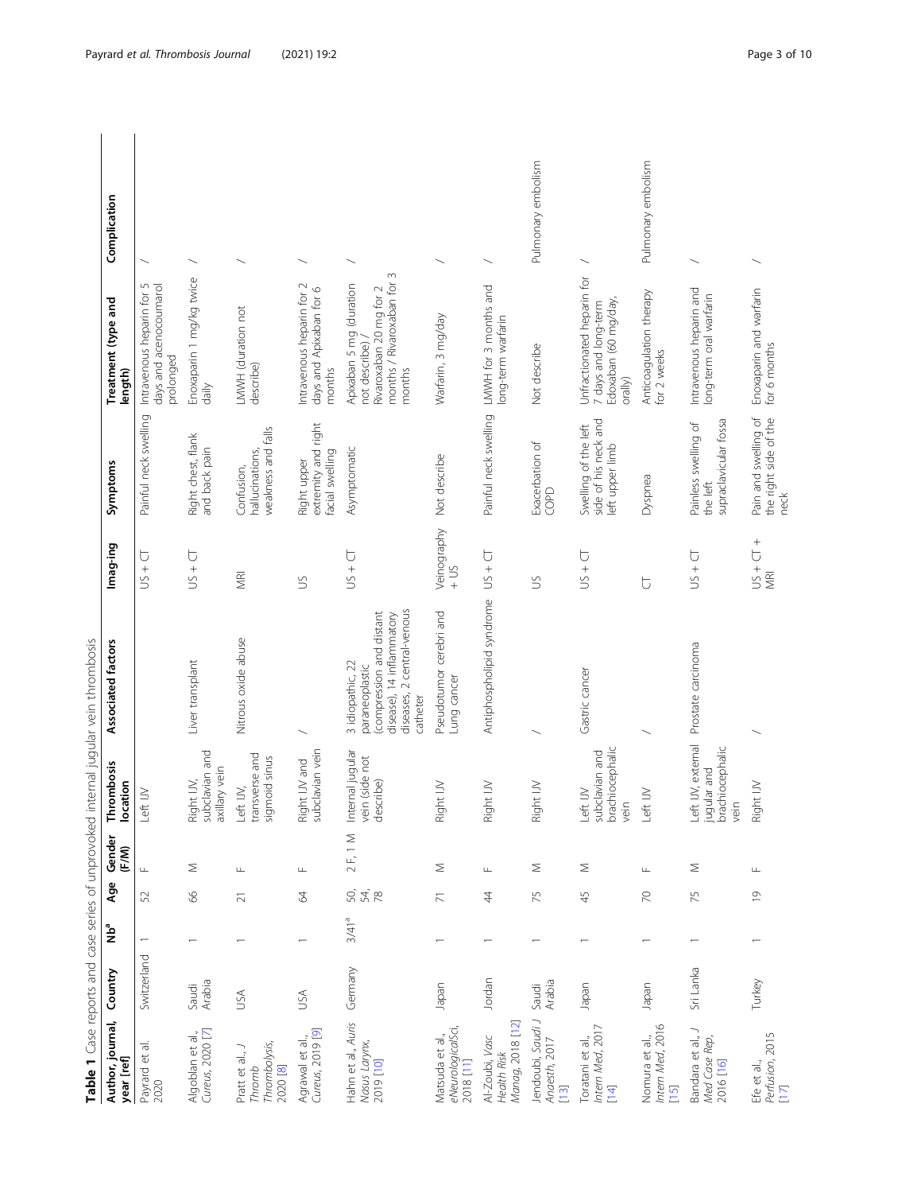**Table 1** Case reports and case series of unprovoked internal jugular vein thrombosis

| Author, journal, year [ref] | Country | Nb[a] | Age | Gender (F/M) | Thrombosis location | Associated factors | Imag-ing | Symptoms | Treatment (type and length) | Complication |
|---|---|---|---|---|---|---|---|---|---|---|
| Payrard et al. 2020 | Switzerland | 1 | 52 | F | Left IJV | | US + CT | Painful neck swelling | Intravenous heparin for 5 days and acenocoumarol prolonged | / |
| Algoblan et al., *Cureus*, 2020 [7] | Saudi Arabia | 1 | 66 | M | Right IJV, subclavian and axillary vein | Liver transplant | US + CT | Right chest, flank and back pain | Enoxaparin 1 mg/kg twice daily | / |
| Pratt et al., *J Thromb Thrombolysis*, 2020 [8] | USA | 1 | 21 | F | Left IJV, transverse and sigmoid sinus | Nitrous oxide abuse | MRI | Confusion, hallucinations, weakness and falls | LMWH (duration not describe) | / |
| Agrawal et al., *Cureus*, 2019 [9] | USA | 1 | 64 | F | Right IJV and subclavian vein | / | US | Right upper extremity and right facial swelling | Intravenous heparin for 2 days and Apixaban for 6 months | / |
| Hahn et al., *Auris Nasus Larynx*, 2019 [10] | Germany | 3/41[a] | 50, 54, 78 | 2 F, 1 M | Internal jugular vein (side not describe) | 3 idiopathic, 22 paraneoplastic (compression and distant disease), 14 inflammatory diseases, 2 central-venous catheter | US + CT | Asymptomatic | Apixaban 5 mg (duration not describe) / Rivaroxaban 20 mg for 2 months / Rivaroxaban for 3 months | / |
| Matsuda et al., *eNeurologicalSci*, 2018 [11] | Japan | 1 | 71 | M | Right IJV | Pseudotumor cerebri and Lung cancer | Veinography + US | Not describe | Warfarin, 3 mg/day | / |
| Al-Zoubi, *Vasc Health Risk Manag*, 2018 [12] | Jordan | 1 | 44 | F | Right IJV | Antiphospholipid syndrome | US + CT | Painful neck swelling | LMWH for 3 months and long-term warfarin | / |
| Jendoubi, *Saudi J Anaesth*, 2017 [13] | Saudi Arabia | 1 | 75 | M | Right IJV | / | US | Exacerbation of COPD | Not describe | Pulmonary embolism |
| Toratani et al., *Intern Med*, 2017 [14] | Japan | 1 | 45 | M | Left IJV subclavian and brachiocephalic vein | Gastric cancer | US + CT | Swelling of the left side of his neck and left upper limb | Unfractionated heparin for 7 days and long-term Edoxaban (60 mg/day, orally) | / |
| Nomura et al., *Intern Med*, 2016 [15] | Japan | 1 | 70 | F | Left IJV | / | CT | Dyspnea | Anticoagulation therapy for 2 weeks | Pulmonary embolism |
| Bandara et al., *J Med Case Rep*, 2016 [16] | Sri Lanka | 1 | 75 | M | Left IJV, external jugular and brachiocephalic vein | Prostate carcinoma | US + CT | Painless swelling of the left supraclavicular fossa | Intravenous heparin and long-term oral warfarin | / |
| Efe et al., *Perfusion*, 2015 [17] | Turkey | 1 | 19 | F | Right IJV | / | US + CT + MRI | Pain and swelling of the right side of the neck | Enoxaparin and warfarin for 6 months | / |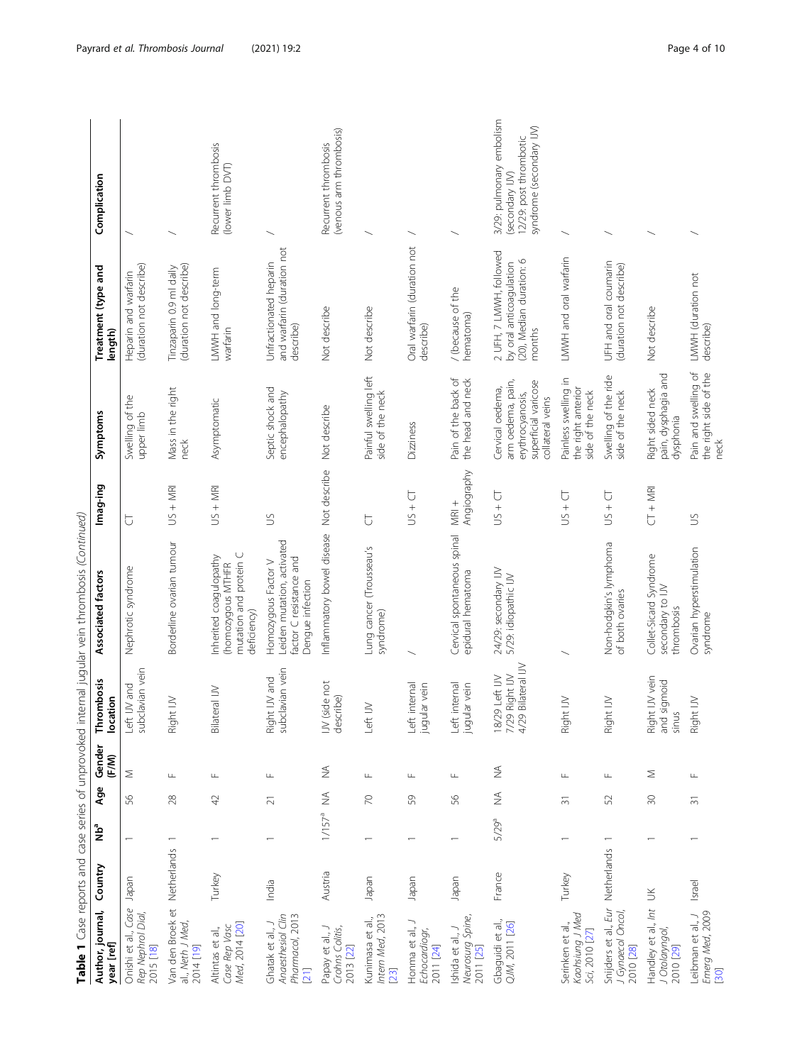**Table 1** Case reports and case series of unprovoked internal jugular vein thrombosis *(Continued)*

| Author, journal, year [ref] | Country | Nb[a] | Age | Gender (F/M) | Thrombosis location | Associated factors | Imag-ing | Symptoms | Treatment (type and length) | Complication |
|---|---|---|---|---|---|---|---|---|---|---|
| Onishi et al., *Case Rep Nephrol Dial*, 2015 [18] | Japan | 1 | 56 | M | Left IJV and subclavian vein | Nephrotic syndrome | CT | Swelling of the upper limb | Heparin and warfarin (duration not describe) | / |
| Van den Broek et al., *Neth J Med*, 2014 [19] | Netherlands | 1 | 28 | F | Right IJV | Borderline ovarian tumour | US + MRI | Mass in the right neck | Tinzaparin 0.9 ml daily (duration not describe) | / |
| Altintas et al., *Case Rep Vasc Med*, 2014 [20] | Turkey | 1 | 42 | F | Bilateral IJV | Inherited coagulopathy (homozygous MTHFR mutation and protein C deficiency) | US + MRI | Asymptomatic | LMWH and long-term warfarin | Recurrent thrombosis (lower limb DVT) |
| Ghatak et al., *J Anaesthesiol Clin Pharmacol*, 2013 [21] | India | 1 | 21 | F | Right IJV and subclavian vein | Homozygous Factor V Leiden mutation, activated factor C resistance and Dengue infection | US | Septic shock and encephalopathy | Unfractionated heparin and warfarin (duration not describe) | / |
| Papay et al., *J Crohns Colitis*, 2013 [22] | Austria | 1/157[a] | NA | NA | IJV (side not describe) | Inflammatory bowel disease | Not describe | Not describe | Not describe | Recurrent thrombosis (venous arm thrombosis) |
| Kunimasa et al., *Intern Med*, 2013 [23] | Japan | 1 | 70 | F | Left IJV | Lung cancer (Trousseau's syndrome) | CT | Painful swelling left side of the neck | Not describe | / |
| Honma et al., *J Echocardiogr*, 2011 [24] | Japan | 1 | 59 | F | Left internal jugular vein | / | US + CT | Dizziness | Oral warfarin (duration not describe) | / |
| Ishida et al., *J Neurosurg Spine*, 2011 [25] | Japan | 1 | 56 | F | Left internal jugular vein | Cervical spontaneous spinal epidural hematoma | MRI + Angiography | Pain of the back of the head and neck | / (because of the hematoma) | / |
| Gbaguidi et al., *QJM*, 2011 [26] | France | 5/29[a] | NA | NA | 18/29 Left IJV<br>7/29 Right IJV<br>4/29 Bilateral IJV | 24/29: secondary IJV<br>5/29: idiopathic IJV | US + CT | Cervical oedema, arm oedema, pain, erythrocyanosis, superficial varicose collateral veins | 2 UFH, 7 LMWH, followed by oral anticoagulation (20). Median duration: 6 months | 3/29: pulmonary embolism (secondary IJV)<br>12/29: post thrombotic syndrome (secondary IJV) |
| Serinken et al., *Kaohsiung J Med Sci*, 2010 [27] | Turkey | 1 | 31 | F | Right IJV | / | US + CT | Painless swelling in the right anterior side of the neck | LMWH and oral warfarin | / |
| Snijders et al., *Eur J Gynaecol Oncol*, 2010 [28] | Netherlands | 1 | 52 | F | Right IJV | Non-hodgkin's lymphoma of both ovaries | US + CT | Swelling of the ride side of the neck | UFH and oral coumarin (duration not describe) | / |
| Handley et al. *Int J Otolaryngol*, 2010 [29] | UK | 1 | 30 | M | Right IJV vein and sigmoid sinus | Collet-Sicard Syndrome secondary to IJV thrombosis | CT + MRI | Right sided neck pain, dysphagia and dysphonia | Not describe | / |
| Leibman et al., *J Emerg Med*, 2009 [30] | Israel | 1 | 31 | F | Right IJV | Ovarian hyperstimulation syndrome | US | Pain and swelling of the right side of the neck | LMWH (duration not describe) | / |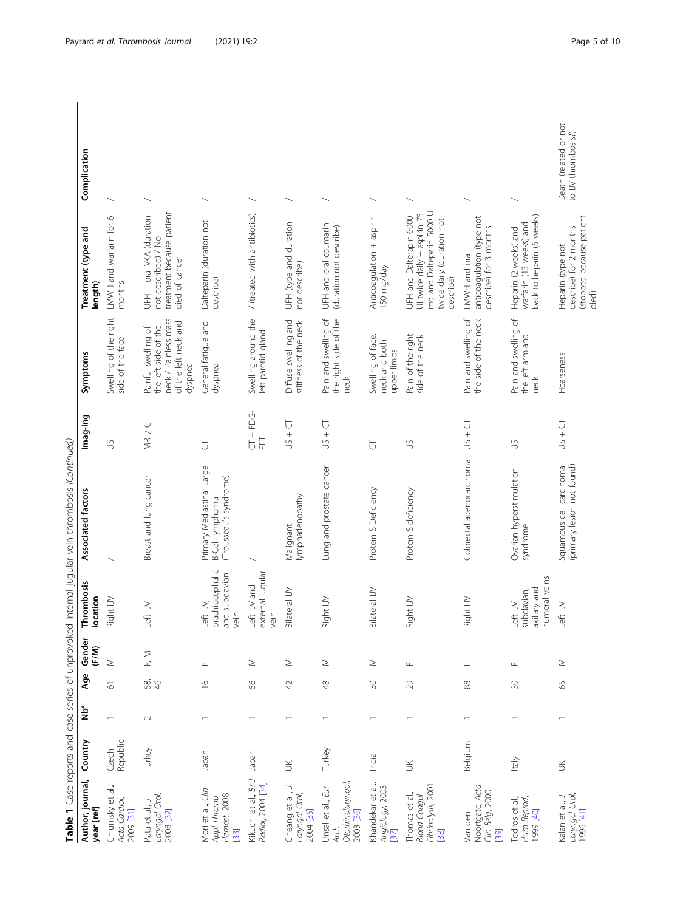**Table 1** Case reports and case series of unprovoked internal jugular vein thrombosis *(Continued)*

| Author, journal, year [ref] | Country | Nb[a] | Age | Gender (F/M) | Thrombosis location | Associated factors | Imag-ing | Symptoms | Treatment (type and length) | Complication |
|---|---|---|---|---|---|---|---|---|---|---|
| Chlumsky et al., *Acta Cardiol*, 2009 [31] | Czech Republic | 1 | 61 | M | Right IJV | / | US | Swelling of the right side of the face | LMWH and warfarin for 6 months | / |
| Pata et al., *J Laryngol Otol*, 2008 [32] | Turkey | 2 | 58, 46 | F, M | Left IJV | Breast and lung cancer | MRI / CT | Painful swelling of the left side of the neck / Painless mass of the left neck and dyspnea | UFH + oral VKA (duration not described) / No treatment because patient died of cancer | / |
| Mori et al., *Clin Appl Thromb Hemost*, 2008 [33] | Japan | 1 | 16 | F | Left IJV, brachiocephalic and subclavian vein | Primary Mediastinal Large B-Cell lymphoma (Trousseau's syndrome) | CT | General fatigue and dyspnea | Dalteparin (duration not describe) | / |
| Kikuchi et al., *Br J Radiol*, 2004 [34] | Japan | 1 | 56 | M | Left IJV and external jugular vein | / | CT + FDG-PET | Swelling around the left parotid gland | / (treated with antibiotics) | / |
| Cheang et al., *J Laryngol Otol*, 2004 [35] | UK | 1 | 42 | M | Bilateral IJV | Malignant lymphadenopathy | US + CT | Diffuse swelling and stiffness of the neck | UFH (type and duration not describe) | / |
| Unsal et al., *Eur Arch Otorhinolaryngol*, 2003 [36] | Turkey | 1 | 48 | M | Right IJV | Lung and prostate cancer | US + CT | Pain and swelling of the right side of the neck | UFH and oral coumarin (duration not describe) | / |
| Khandekar et al., *Angiology*, 2003 [37] | India | 1 | 30 | M | Bilateral IJV | Protein S Deficiency | CT | Swelling of face, neck and both upper limbs | Anticoagulation + aspirin 150 mg/day | / |
| Thomas et al., *Blood Coagul Fibrinolysis*, 2001 [38] | UK | 1 | 29 | F | Right IJV | Protein S deficiency | US | Pain of the right side of the neck | UFH and Dalterapin 6000 UI twice daily + aspirin 75 mg and Dalteparin 5000 UI twice daily (duration not describe) | / |
| Van den Noortgate, *Acta Clin Belg*, 2000 [39] | Belgium | 1 | 88 | F | Right IJV | Colorectal adenocarcinoma | US + CT | Pain and swelling of the side of the neck | LMWH and oral anticoagulation (type not describe) for 3 months | / |
| Todros et al., *Hum Reprod*, 1999 [40] | Italy | 1 | 30 | F | Left IJV, subclavian, axillary and humeral veins | Ovarian hyperstimulation syndrome | US | Pain and swelling of the left arm and neck | Heparin (2 weeks) and warfarin (13 weeks) and back to heparin (5 weeks) | / |
| Kalan et al., *J Laryngol Otol*, 1996 [41] | UK | 1 | 65 | M | Left IJV | Squamous cell carcinoma (primary lesion not found) | US + CT | Hoarseness | Heparin (type not describe) for 2 months (stopped because patient died) | Death (related or not to IJV thrombosis?) |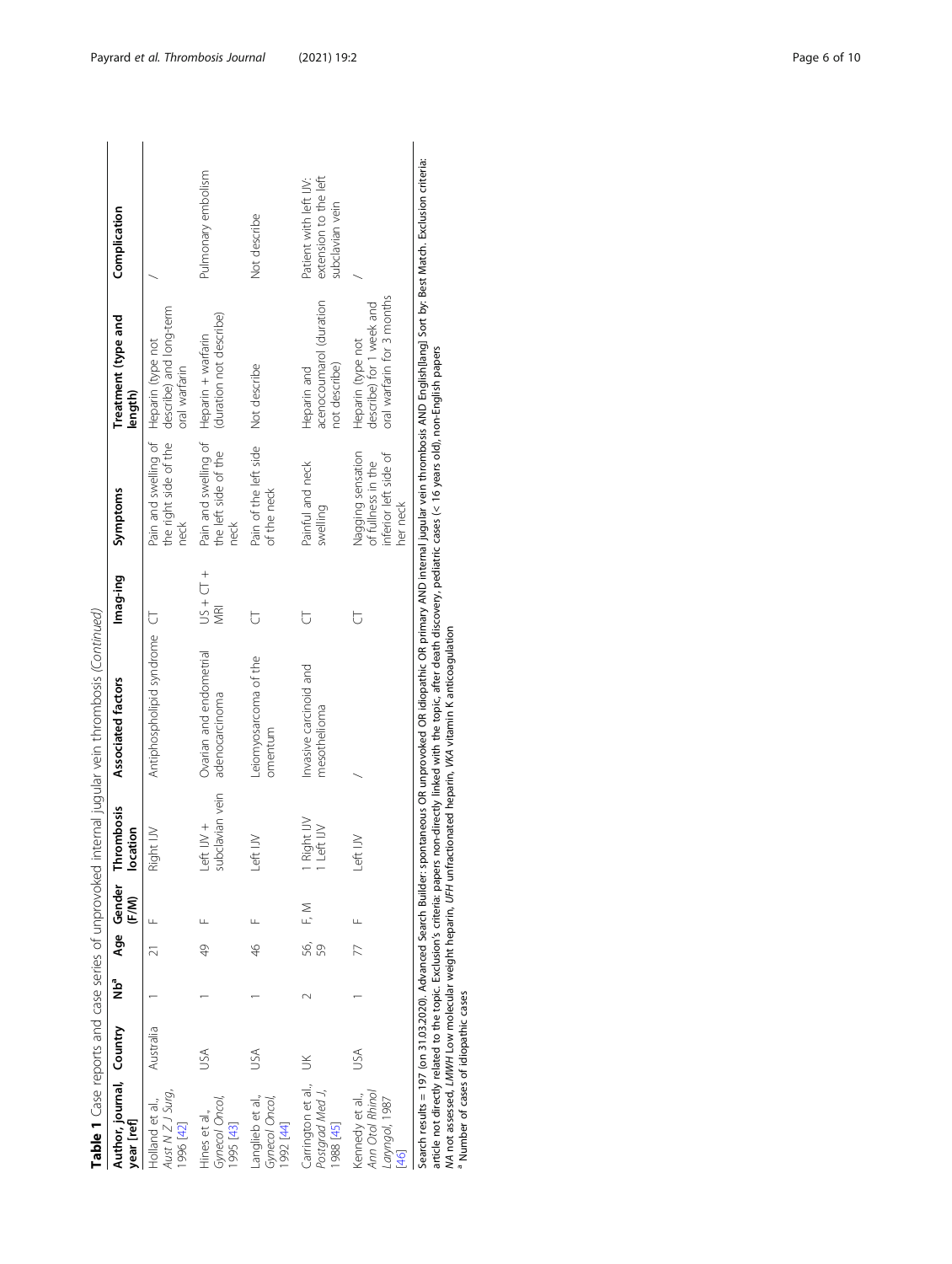**Table 1** Case reports and case series of unprovoked internal jugular vein thrombosis *(Continued)*

| Author, journal, year [ref] | Country | Nb[a] | Age | Gender (F/M) | Thrombosis location | Associated factors | Imag-ing | Symptoms | Treatment (type and length) | Complication |
|---|---|---|---|---|---|---|---|---|---|---|
| Holland et al., *Aust N Z J Surg*, 1996 [42] | Australia | 1 | 21 | F | Right IJV | Antiphospholipid syndrome | CT | Pain and swelling of the right side of the neck | Heparin (type not describe) and long-term oral warfarin | / |
| Hines et al., *Gynecol Oncol*, 1995 [43] | USA | 1 | 49 | F | Left IJV + subclavian vein | Ovarian and endometrial adenocarcinoma | US + CT + MRI | Pain and swelling of the left side of the neck | Heparin + warfarin (duration not describe) | Pulmonary embolism |
| Langlieb et al., *Gynecol Oncol*, 1992 [44] | USA | 1 | 46 | F | Left IJV | Leiomyosarcoma of the omentum | CT | Pain of the left side of the neck | Not describe | Not describe |
| Carrington et al., *Postgrad Med J*, 1988 [45] | UK | 2 | 56, 59 | F, M | 1 Right IJV 1 Left IJV | Invasive carcinoid and mesothelioma | CT | Painful and neck swelling | Heparin and acenocoumarol (duration not describe) | Patient with left IJV: extension to the left subclavian vein |
| Kennedy et al., *Ann Otol Rhinol Laryngol*, 1987 [46] | USA | 1 | 77 | F | Left IJV | / | CT | Nagging sensation of fullness in the inferior left side of her neck | Heparin (type not describe) for 1 week and oral warfarin for 3 months | / |

Search results = 197 (on 31.03.2020). Advanced Search Builder: spontaneous OR unprovoked OR idiopathic OR primary AND internal jugular vein thrombosis AND English[lang] Sort by: Best Match. Exclusion criteria: article not directly related to the topic. Exclusion's criteria: papers non-directly linked with the topic, after death discovery, pediatric cases (< 16 years old), non-English papers

*NA* not assessed, *LMWH* Low molecular weight heparin, *UFH* unfractionated heparin, *VKA* vitamin K anticoagulation

[a] Number of cases of idiopathic cases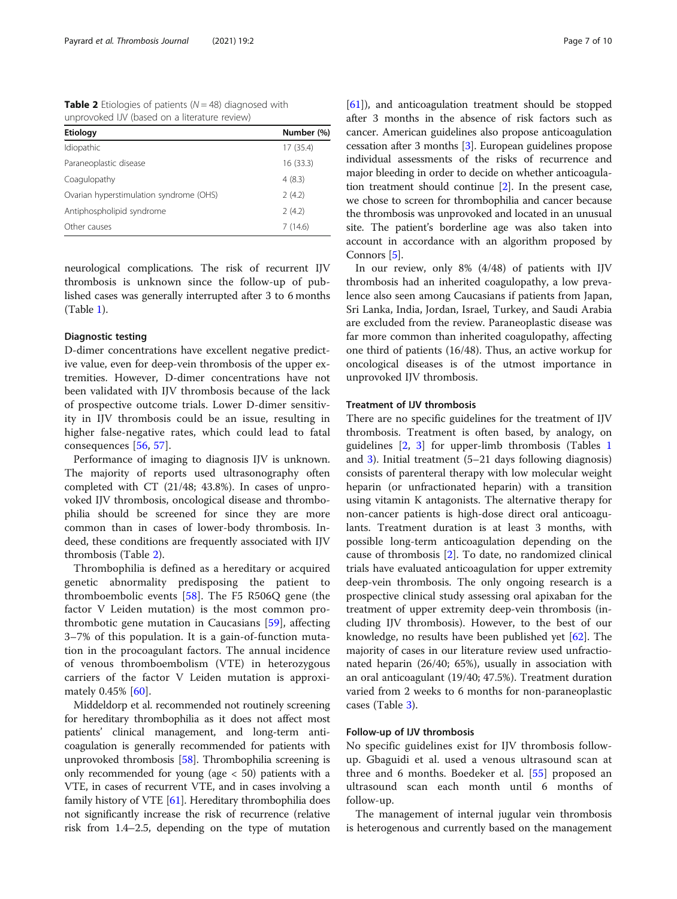**Table 2** Etiologies of patients ($N = 48$) diagnosed with unprovoked IJV (based on a literature review)

| Etiology | Number (%) |
|---|---|
| Idiopathic | 17 (35.4) |
| Paraneoplastic disease | 16 (33.3) |
| Coagulopathy | 4 (8.3) |
| Ovarian hyperstimulation syndrome (OHS) | 2 (4.2) |
| Antiphospholipid syndrome | 2 (4.2) |
| Other causes | 7 (14.6) |

neurological complications. The risk of recurrent IJV thrombosis is unknown since the follow-up of published cases was generally interrupted after 3 to 6 months (Table 1).

### Diagnostic testing

D-dimer concentrations have excellent negative predictive value, even for deep-vein thrombosis of the upper extremities. However, D-dimer concentrations have not been validated with IJV thrombosis because of the lack of prospective outcome trials. Lower D-dimer sensitivity in IJV thrombosis could be an issue, resulting in higher false-negative rates, which could lead to fatal consequences [56, 57].

Performance of imaging to diagnosis IJV is unknown. The majority of reports used ultrasonography often completed with CT (21/48; 43.8%). In cases of unprovoked IJV thrombosis, oncological disease and thrombophilia should be screened for since they are more common than in cases of lower-body thrombosis. Indeed, these conditions are frequently associated with IJV thrombosis (Table 2).

Thrombophilia is defined as a hereditary or acquired genetic abnormality predisposing the patient to thromboembolic events [58]. The F5 R506Q gene (the factor V Leiden mutation) is the most common prothrombotic gene mutation in Caucasians [59], affecting 3–7% of this population. It is a gain-of-function mutation in the procoagulant factors. The annual incidence of venous thromboembolism (VTE) in heterozygous carriers of the factor V Leiden mutation is approximately 0.45% [60].

Middeldorp et al. recommended not routinely screening for hereditary thrombophilia as it does not affect most patients' clinical management, and long-term anticoagulation is generally recommended for patients with unprovoked thrombosis [58]. Thrombophilia screening is only recommended for young (age < 50) patients with a VTE, in cases of recurrent VTE, and in cases involving a family history of VTE [61]. Hereditary thrombophilia does not significantly increase the risk of recurrence (relative risk from 1.4–2.5, depending on the type of mutation [61]), and anticoagulation treatment should be stopped after 3 months in the absence of risk factors such as cancer. American guidelines also propose anticoagulation cessation after 3 months [3]. European guidelines propose individual assessments of the risks of recurrence and major bleeding in order to decide on whether anticoagulation treatment should continue [2]. In the present case, we chose to screen for thrombophilia and cancer because the thrombosis was unprovoked and located in an unusual site. The patient's borderline age was also taken into account in accordance with an algorithm proposed by Connors [5].

In our review, only 8% (4/48) of patients with IJV thrombosis had an inherited coagulopathy, a low prevalence also seen among Caucasians if patients from Japan, Sri Lanka, India, Jordan, Israel, Turkey, and Saudi Arabia are excluded from the review. Paraneoplastic disease was far more common than inherited coagulopathy, affecting one third of patients (16/48). Thus, an active workup for oncological diseases is of the utmost importance in unprovoked IJV thrombosis.

### Treatment of IJV thrombosis

There are no specific guidelines for the treatment of IJV thrombosis. Treatment is often based, by analogy, on guidelines [2, 3] for upper-limb thrombosis (Tables 1 and 3). Initial treatment (5–21 days following diagnosis) consists of parenteral therapy with low molecular weight heparin (or unfractionated heparin) with a transition using vitamin K antagonists. The alternative therapy for non-cancer patients is high-dose direct oral anticoagulants. Treatment duration is at least 3 months, with possible long-term anticoagulation depending on the cause of thrombosis [2]. To date, no randomized clinical trials have evaluated anticoagulation for upper extremity deep-vein thrombosis. The only ongoing research is a prospective clinical study assessing oral apixaban for the treatment of upper extremity deep-vein thrombosis (including IJV thrombosis). However, to the best of our knowledge, no results have been published yet [62]. The majority of cases in our literature review used unfractionated heparin (26/40; 65%), usually in association with an oral anticoagulant (19/40; 47.5%). Treatment duration varied from 2 weeks to 6 months for non-paraneoplastic cases (Table 3).

### Follow-up of IJV thrombosis

No specific guidelines exist for IJV thrombosis follow-up. Gbaguidi et al. used a venous ultrasound scan at three and 6 months. Boedeker et al. [55] proposed an ultrasound scan each month until 6 months of follow-up.

The management of internal jugular vein thrombosis is heterogenous and currently based on the management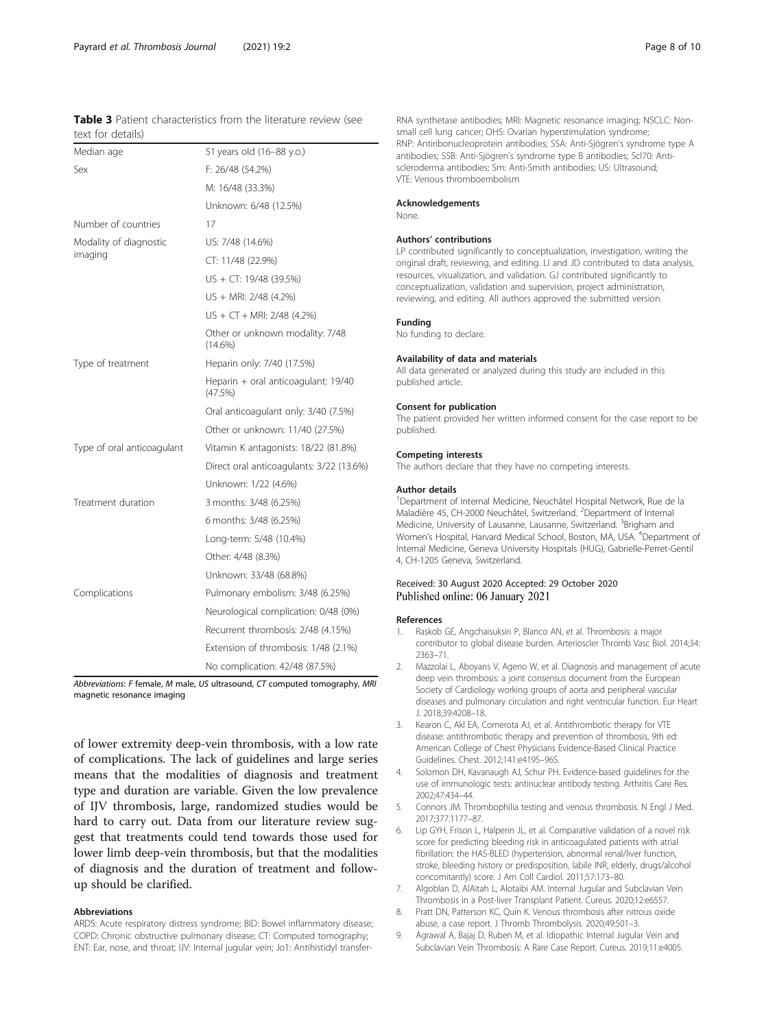**Table 3** Patient characteristics from the literature review (see text for details)

| | |
|---|---|
| Median age | 51 years old (16–88 y.o.) |
| Sex | F: 26/48 (54.2%) |
| | M: 16/48 (33.3%) |
| | Unknown: 6/48 (12.5%) |
| Number of countries | 17 |
| Modality of diagnostic imaging | US: 7/48 (14.6%) |
| | CT: 11/48 (22.9%) |
| | US + CT: 19/48 (39.5%) |
| | US + MRI: 2/48 (4.2%) |
| | US + CT + MRI: 2/48 (4.2%) |
| | Other or unknown modality: 7/48 (14.6%) |
| Type of treatment | Heparin only: 7/40 (17.5%) |
| | Heparin + oral anticoagulant: 19/40 (47.5%) |
| | Oral anticoagulant only: 3/40 (7.5%) |
| | Other or unknown: 11/40 (27.5%) |
| Type of oral anticoagulant | Vitamin K antagonists: 18/22 (81.8%) |
| | Direct oral anticoagulants: 3/22 (13.6%) |
| | Unknown: 1/22 (4.6%) |
| Treatment duration | 3 months: 3/48 (6.25%) |
| | 6 months: 3/48 (6.25%) |
| | Long-term: 5/48 (10.4%) |
| | Other: 4/48 (8.3%) |
| | Unknown: 33/48 (68.8%) |
| Complications | Pulmonary embolism: 3/48 (6.25%) |
| | Neurological complication: 0/48 (0%) |
| | Recurrent thrombosis: 2/48 (4.15%) |
| | Extension of thrombosis: 1/48 (2.1%) |
| | No complication: 42/48 (87.5%) |

*Abbreviations*: *F* female, *M* male, *US* ultrasound, *CT* computed tomography, *MRI* magnetic resonance imaging

of lower extremity deep-vein thrombosis, with a low rate of complications. The lack of guidelines and large series means that the modalities of diagnosis and treatment type and duration are variable. Given the low prevalence of IJV thrombosis, large, randomized studies would be hard to carry out. Data from our literature review suggest that treatments could tend towards those used for lower limb deep-vein thrombosis, but that the modalities of diagnosis and the duration of treatment and follow-up should be clarified.

#### Abbreviations

ARDS: Acute respiratory distress syndrome; BID: Bowel inflammatory disease; COPD: Chronic obstructive pulmonary disease; CT: Computed tomography; ENT: Ear, nose, and throat; IJV: Internal jugular vein; Jo1: Antihistidyl transfer-RNA synthetase antibodies; MRI: Magnetic resonance imaging; NSCLC: Non-small cell lung cancer; OHS: Ovarian hyperstimulation syndrome; RNP: Antiribonucleoprotein antibodies; SSA: Anti-Sjögren's syndrome type A antibodies; SSB: Anti-Sjögren's syndrome type B antibodies; Scl70: Anti-scleroderma antibodies; Sm: Anti-Smith antibodies; US: Ultrasound; VTE: Venous thromboembolism

#### Acknowledgements

None.

#### Authors' contributions

LP contributed significantly to conceptualization, investigation, writing the original draft, reviewing, and editing. LI and JD contributed to data analysis, resources, visualization, and validation. GJ contributed significantly to conceptualization, validation and supervision, project administration, reviewing, and editing. All authors approved the submitted version.

#### Funding

No funding to declare.

#### Availability of data and materials

All data generated or analyzed during this study are included in this published article.

#### Consent for publication

The patient provided her written informed consent for the case report to be published.

#### Competing interests

The authors declare that they have no competing interests.

#### Author details

[1]Department of Internal Medicine, Neuchâtel Hospital Network, Rue de la Maladière 45, CH-2000 Neuchâtel, Switzerland. [2]Department of Internal Medicine, University of Lausanne, Lausanne, Switzerland. [3]Brigham and Women's Hospital, Harvard Medical School, Boston, MA, USA. [4]Department of Internal Medicine, Geneva University Hospitals (HUG), Gabrielle-Perret-Gentil 4, CH-1205 Geneva, Switzerland.

Received: 30 August 2020 Accepted: 29 October 2020
Published online: 06 January 2021

#### References

1. Raskob GE, Angchaisuksiri P, Blanco AN, et al. Thrombosis: a major contributor to global disease burden. Arterioscler Thromb Vasc Biol. 2014;34:2363–71.
2. Mazzolai L, Aboyans V, Ageno W, et al. Diagnosis and management of acute deep vein thrombosis: a joint consensus document from the European Society of Cardiology working groups of aorta and peripheral vascular diseases and pulmonary circulation and right ventricular function. Eur Heart J. 2018;39:4208–18.
3. Kearon C, Akl EA, Comerota AJ, et al. Antithrombotic therapy for VTE disease: antithrombotic therapy and prevention of thrombosis, 9th ed: American College of Chest Physicians Evidence-Based Clinical Practice Guidelines. Chest. 2012;141:e419S–96S.
4. Solomon DH, Kavanaugh AJ, Schur PH. Evidence-based guidelines for the use of immunologic tests: antinuclear antibody testing. Arthritis Care Res. 2002;47:434–44.
5. Connors JM. Thrombophilia testing and venous thrombosis. N Engl J Med. 2017;377:1177–87.
6. Lip GYH, Frison L, Halperin JL, et al. Comparative validation of a novel risk score for predicting bleeding risk in anticoagulated patients with atrial fibrillation: the HAS-BLED (hypertension, abnormal renal/liver function, stroke, bleeding history or predisposition, labile INR, elderly, drugs/alcohol concomitantly) score. J Am Coll Cardiol. 2011;57:173–80.
7. Algoblan D, AlAitah L, Alotaibi AM. Internal Jugular and Subclavian Vein Thrombosis in a Post-liver Transplant Patient. Cureus. 2020;12:e6557.
8. Pratt DN, Patterson KC, Quin K. Venous thrombosis after nitrous oxide abuse, a case report. J Thromb Thrombolysis. 2020;49:501–3.
9. Agrawal A, Bajaj D, Ruben M, et al. Idiopathic Internal Jugular Vein and Subclavian Vein Thrombosis: A Rare Case Report. Cureus. 2019;11:e4005.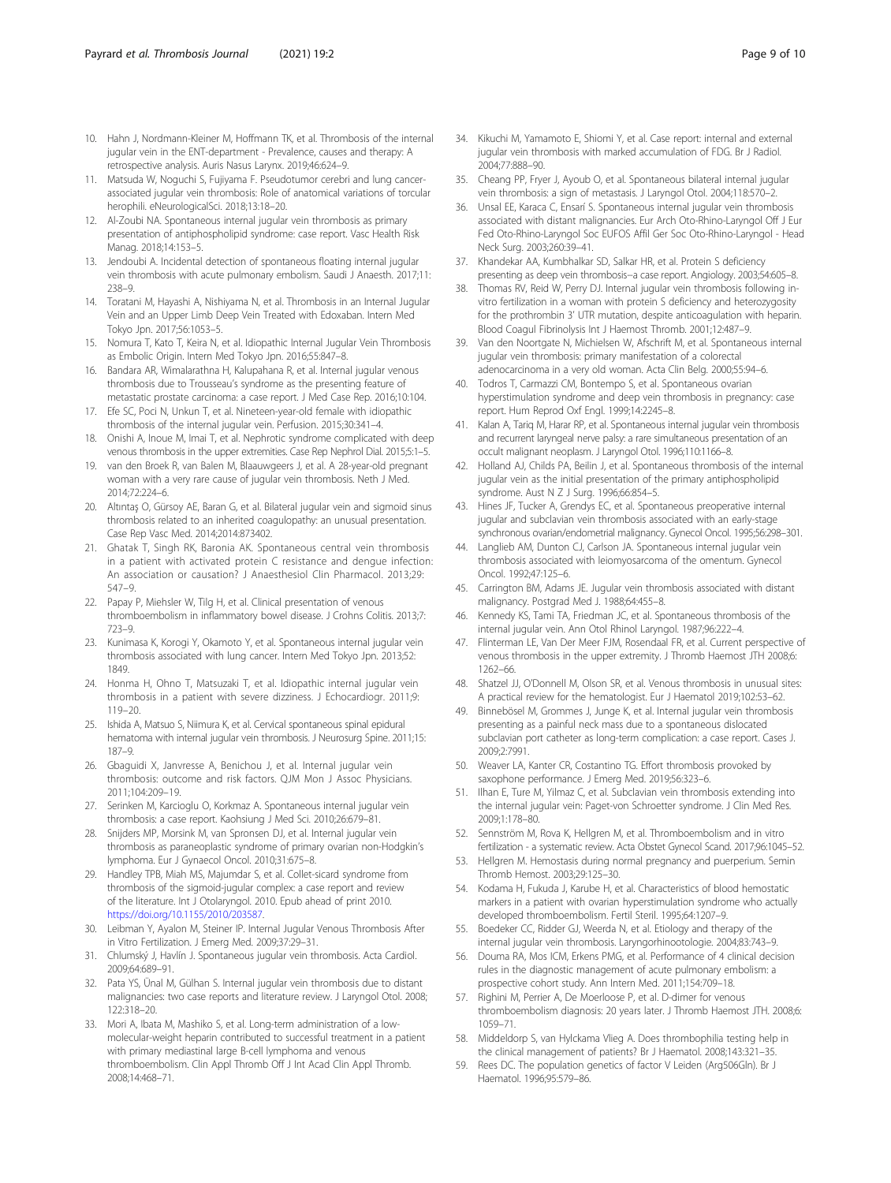10. Hahn J, Nordmann-Kleiner M, Hoffmann TK, et al. Thrombosis of the internal jugular vein in the ENT-department - Prevalence, causes and therapy: A retrospective analysis. Auris Nasus Larynx. 2019;46:624–9.
11. Matsuda W, Noguchi S, Fujiyama F. Pseudotumor cerebri and lung cancer-associated jugular vein thrombosis: Role of anatomical variations of torcular herophili. eNeurologicalSci. 2018;13:18–20.
12. Al-Zoubi NA. Spontaneous internal jugular vein thrombosis as primary presentation of antiphospholipid syndrome: case report. Vasc Health Risk Manag. 2018;14:153–5.
13. Jendoubi A. Incidental detection of spontaneous floating internal jugular vein thrombosis with acute pulmonary embolism. Saudi J Anaesth. 2017;11: 238–9.
14. Toratani M, Hayashi A, Nishiyama N, et al. Thrombosis in an Internal Jugular Vein and an Upper Limb Deep Vein Treated with Edoxaban. Intern Med Tokyo Jpn. 2017;56:1053–5.
15. Nomura T, Kato T, Keira N, et al. Idiopathic Internal Jugular Vein Thrombosis as Embolic Origin. Intern Med Tokyo Jpn. 2016;55:847–8.
16. Bandara AR, Wimalarathna H, Kalupahana R, et al. Internal jugular venous thrombosis due to Trousseau's syndrome as the presenting feature of metastatic prostate carcinoma: a case report. J Med Case Rep. 2016;10:104.
17. Efe SC, Poci N, Unkun T, et al. Nineteen-year-old female with idiopathic thrombosis of the internal jugular vein. Perfusion. 2015;30:341–4.
18. Onishi A, Inoue M, Imai T, et al. Nephrotic syndrome complicated with deep venous thrombosis in the upper extremities. Case Rep Nephrol Dial. 2015;5:1–5.
19. van den Broek R, van Balen M, Blaauwgeers J, et al. A 28-year-old pregnant woman with a very rare cause of jugular vein thrombosis. Neth J Med. 2014;72:224–6.
20. Altıntaş O, Gürsoy AE, Baran G, et al. Bilateral jugular vein and sigmoid sinus thrombosis related to an inherited coagulopathy: an unusual presentation. Case Rep Vasc Med. 2014;2014:873402.
21. Ghatak T, Singh RK, Baronia AK. Spontaneous central vein thrombosis in a patient with activated protein C resistance and dengue infection: An association or causation? J Anaesthesiol Clin Pharmacol. 2013;29: 547–9.
22. Papay P, Miehsler W, Tilg H, et al. Clinical presentation of venous thromboembolism in inflammatory bowel disease. J Crohns Colitis. 2013;7: 723–9.
23. Kunimasa K, Korogi Y, Okamoto Y, et al. Spontaneous internal jugular vein thrombosis associated with lung cancer. Intern Med Tokyo Jpn. 2013;52: 1849.
24. Honma H, Ohno T, Matsuzaki T, et al. Idiopathic internal jugular vein thrombosis in a patient with severe dizziness. J Echocardiogr. 2011;9: 119–20.
25. Ishida A, Matsuo S, Niimura K, et al. Cervical spontaneous spinal epidural hematoma with internal jugular vein thrombosis. J Neurosurg Spine. 2011;15: 187–9.
26. Gbaguidi X, Janvresse A, Benichou J, et al. Internal jugular vein thrombosis: outcome and risk factors. QJM Mon J Assoc Physicians. 2011;104:209–19.
27. Serinken M, Karcioglu O, Korkmaz A. Spontaneous internal jugular vein thrombosis: a case report. Kaohsiung J Med Sci. 2010;26:679–81.
28. Snijders MP, Morsink M, van Spronsen DJ, et al. Internal jugular vein thrombosis as paraneoplastic syndrome of primary ovarian non-Hodgkin's lymphoma. Eur J Gynaecol Oncol. 2010;31:675–8.
29. Handley TPB, Miah MS, Majumdar S, et al. Collet-sicard syndrome from thrombosis of the sigmoid-jugular complex: a case report and review of the literature. Int J Otolaryngol. 2010. Epub ahead of print 2010. https://doi.org/10.1155/2010/203587.
30. Leibman Y, Ayalon M, Steiner IP. Internal Jugular Venous Thrombosis After in Vitro Fertilization. J Emerg Med. 2009;37:29–31.
31. Chlumský J, Havlín J. Spontaneous jugular vein thrombosis. Acta Cardiol. 2009;64:689–91.
32. Pata YS, Ünal M, Gülhan S. Internal jugular vein thrombosis due to distant malignancies: two case reports and literature review. J Laryngol Otol. 2008; 122:318–20.
33. Mori A, Ibata M, Mashiko S, et al. Long-term administration of a low-molecular-weight heparin contributed to successful treatment in a patient with primary mediastinal large B-cell lymphoma and venous thromboembolism. Clin Appl Thromb Off J Int Acad Clin Appl Thromb. 2008;14:468–71.
34. Kikuchi M, Yamamoto E, Shiomi Y, et al. Case report: internal and external jugular vein thrombosis with marked accumulation of FDG. Br J Radiol. 2004;77:888–90.
35. Cheang PP, Fryer J, Ayoub O, et al. Spontaneous bilateral internal jugular vein thrombosis: a sign of metastasis. J Laryngol Otol. 2004;118:570–2.
36. Unsal EE, Karaca C, Ensarí S. Spontaneous internal jugular vein thrombosis associated with distant malignancies. Eur Arch Oto-Rhino-Laryngol Off J Eur Fed Oto-Rhino-Laryngol Soc EUFOS Affil Ger Soc Oto-Rhino-Laryngol - Head Neck Surg. 2003;260:39–41.
37. Khandekar AA, Kumbhalkar SD, Salkar HR, et al. Protein S deficiency presenting as deep vein thrombosis--a case report. Angiology. 2003;54:605–8.
38. Thomas RV, Reid W, Perry DJ. Internal jugular vein thrombosis following in-vitro fertilization in a woman with protein S deficiency and heterozygosity for the prothrombin 3′ UTR mutation, despite anticoagulation with heparin. Blood Coagul Fibrinolysis Int J Haemost Thromb. 2001;12:487–9.
39. Van den Noortgate N, Michielsen W, Afschrift M, et al. Spontaneous internal jugular vein thrombosis: primary manifestation of a colorectal adenocarcinoma in a very old woman. Acta Clin Belg. 2000;55:94–6.
40. Todros T, Carmazzi CM, Bontempo S, et al. Spontaneous ovarian hyperstimulation syndrome and deep vein thrombosis in pregnancy: case report. Hum Reprod Oxf Engl. 1999;14:2245–8.
41. Kalan A, Tariq M, Harar RP, et al. Spontaneous internal jugular vein thrombosis and recurrent laryngeal nerve palsy: a rare simultaneous presentation of an occult malignant neoplasm. J Laryngol Otol. 1996;110:1166–8.
42. Holland AJ, Childs PA, Beilin J, et al. Spontaneous thrombosis of the internal jugular vein as the initial presentation of the primary antiphospholipid syndrome. Aust N Z J Surg. 1996;66:854–5.
43. Hines JF, Tucker A, Grendys EC, et al. Spontaneous preoperative internal jugular and subclavian vein thrombosis associated with an early-stage synchronous ovarian/endometrial malignancy. Gynecol Oncol. 1995;56:298–301.
44. Langlieb AM, Dunton CJ, Carlson JA. Spontaneous internal jugular vein thrombosis associated with leiomyosarcoma of the omentum. Gynecol Oncol. 1992;47:125–6.
45. Carrington BM, Adams JE. Jugular vein thrombosis associated with distant malignancy. Postgrad Med J. 1988;64:455–8.
46. Kennedy KS, Tami TA, Friedman JC, et al. Spontaneous thrombosis of the internal jugular vein. Ann Otol Rhinol Laryngol. 1987;96:222–4.
47. Flinterman LE, Van Der Meer FJM, Rosendaal FR, et al. Current perspective of venous thrombosis in the upper extremity. J Thromb Haemost JTH 2008;6: 1262–66.
48. Shatzel JJ, O'Donnell M, Olson SR, et al. Venous thrombosis in unusual sites: A practical review for the hematologist. Eur J Haematol 2019;102:53–62.
49. Binnebösel M, Grommes J, Junge K, et al. Internal jugular vein thrombosis presenting as a painful neck mass due to a spontaneous dislocated subclavian port catheter as long-term complication: a case report. Cases J. 2009;2:7991.
50. Weaver LA, Kanter CR, Costantino TG. Effort thrombosis provoked by saxophone performance. J Emerg Med. 2019;56:323–6.
51. Ilhan E, Ture M, Yilmaz C, et al. Subclavian vein thrombosis extending into the internal jugular vein: Paget-von Schroetter syndrome. J Clin Med Res. 2009;1:178–80.
52. Sennström M, Rova K, Hellgren M, et al. Thromboembolism and in vitro fertilization - a systematic review. Acta Obstet Gynecol Scand. 2017;96:1045–52.
53. Hellgren M. Hemostasis during normal pregnancy and puerperium. Semin Thromb Hemost. 2003;29:125–30.
54. Kodama H, Fukuda J, Karube H, et al. Characteristics of blood hemostatic markers in a patient with ovarian hyperstimulation syndrome who actually developed thromboembolism. Fertil Steril. 1995;64:1207–9.
55. Boedeker CC, Ridder GJ, Weerda N, et al. Etiology and therapy of the internal jugular vein thrombosis. Laryngorhinootologie. 2004;83:743–9.
56. Douma RA, Mos ICM, Erkens PMG, et al. Performance of 4 clinical decision rules in the diagnostic management of acute pulmonary embolism: a prospective cohort study. Ann Intern Med. 2011;154:709–18.
57. Righini M, Perrier A, De Moerloose P, et al. D-dimer for venous thromboembolism diagnosis: 20 years later. J Thromb Haemost JTH. 2008;6: 1059–71.
58. Middeldorp S, van Hylckama Vlieg A. Does thrombophilia testing help in the clinical management of patients? Br J Haematol. 2008;143:321–35.
59. Rees DC. The population genetics of factor V Leiden (Arg506Gln). Br J Haematol. 1996;95:579–86.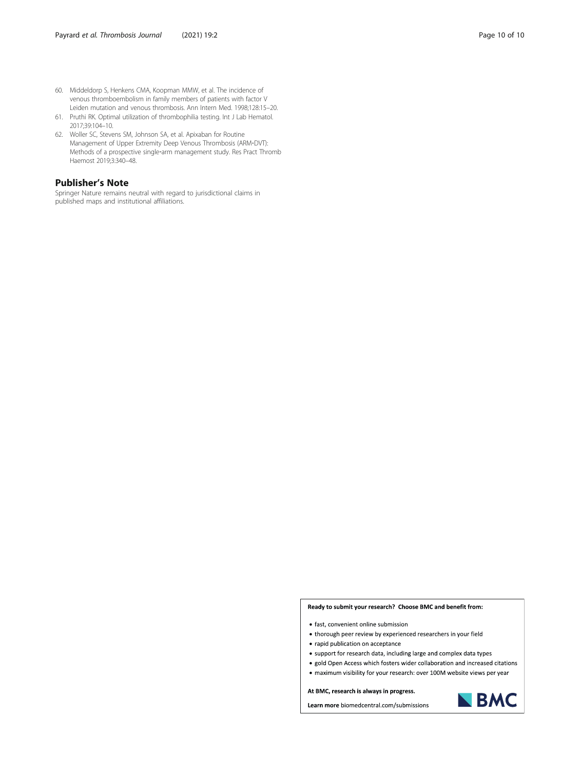60. Middeldorp S, Henkens CMA, Koopman MMW, et al. The incidence of venous thromboembolism in family members of patients with factor V Leiden mutation and venous thrombosis. Ann Intern Med. 1998;128:15–20.
61. Pruthi RK. Optimal utilization of thrombophilia testing. Int J Lab Hematol. 2017;39:104–10.
62. Woller SC, Stevens SM, Johnson SA, et al. Apixaban for Routine Management of Upper Extremity Deep Venous Thrombosis (ARM-DVT): Methods of a prospective single-arm management study. Res Pract Thromb Haemost 2019;3:340–48.

## Publisher's Note

Springer Nature remains neutral with regard to jurisdictional claims in published maps and institutional affiliations.

**Ready to submit your research? Choose BMC and benefit from:**

- fast, convenient online submission
- thorough peer review by experienced researchers in your field
- rapid publication on acceptance
- support for research data, including large and complex data types
- gold Open Access which fosters wider collaboration and increased citations
- maximum visibility for your research: over 100M website views per year

**At BMC, research is always in progress.**

**Learn more** biomedcentral.com/submissions

BMC